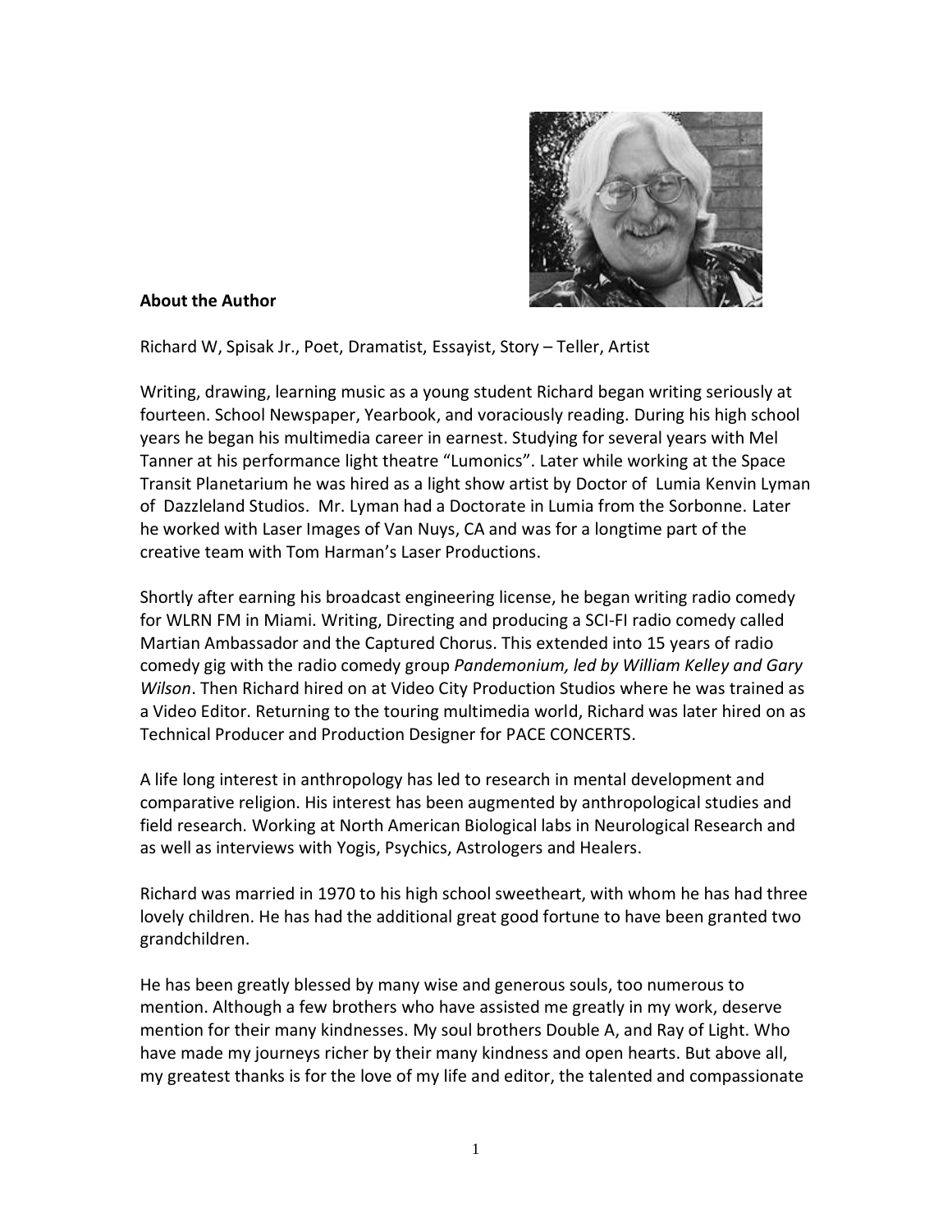**About the Author**

Richard W, Spisak Jr., Poet, Dramatist, Essayist, Story – Teller, Artist

Writing, drawing, learning music as a young student Richard began writing seriously at fourteen. School Newspaper, Yearbook, and voraciously reading. During his high school years he began his multimedia career in earnest. Studying for several years with Mel Tanner at his performance light theatre “Lumonics”. Later while working at the Space Transit Planetarium he was hired as a light show artist by Doctor of Lumia Kenvin Lyman of Dazzleland Studios. Mr. Lyman had a Doctorate in Lumia from the Sorbonne. Later he worked with Laser Images of Van Nuys, CA and was for a longtime part of the creative team with Tom Harman’s Laser Productions.

Shortly after earning his broadcast engineering license, he began writing radio comedy for WLRN FM in Miami. Writing, Directing and producing a SCI-FI radio comedy called Martian Ambassador and the Captured Chorus. This extended into 15 years of radio comedy gig with the radio comedy group *Pandemonium, led by William Kelley and Gary Wilson*. Then Richard hired on at Video City Production Studios where he was trained as a Video Editor. Returning to the touring multimedia world, Richard was later hired on as Technical Producer and Production Designer for PACE CONCERTS.

A life long interest in anthropology has led to research in mental development and comparative religion. His interest has been augmented by anthropological studies and field research. Working at North American Biological labs in Neurological Research and as well as interviews with Yogis, Psychics, Astrologers and Healers.

Richard was married in 1970 to his high school sweetheart, with whom he has had three lovely children. He has had the additional great good fortune to have been granted two grandchildren.

He has been greatly blessed by many wise and generous souls, too numerous to mention. Although a few brothers who have assisted me greatly in my work, deserve mention for their many kindnesses. My soul brothers Double A, and Ray of Light. Who have made my journeys richer by their many kindness and open hearts. But above all, my greatest thanks is for the love of my life and editor, the talented and compassionate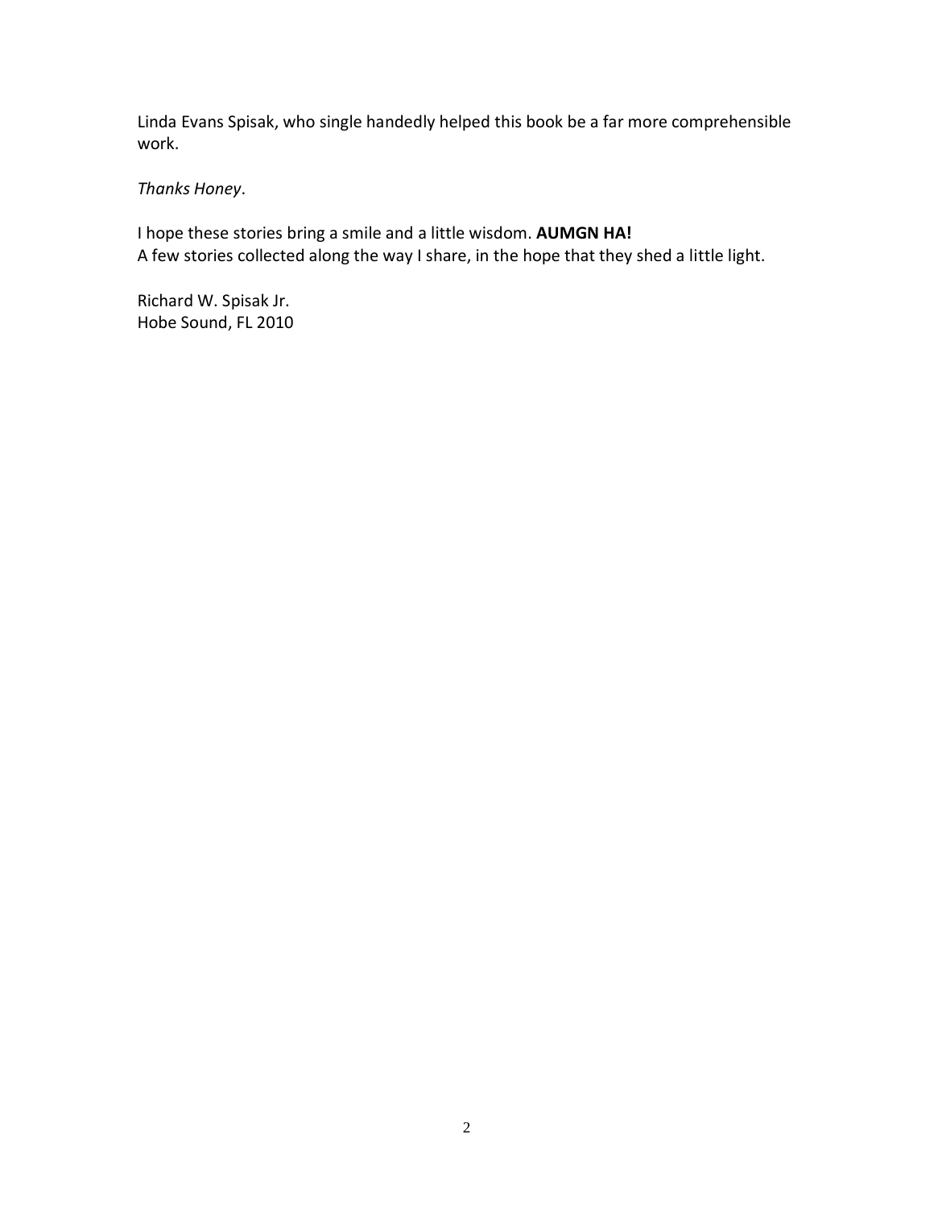Linda Evans Spisak, who single handedly helped this book be a far more comprehensible work.

*Thanks Honey*.

I hope these stories bring a smile and a little wisdom. **AUMGN HA!**
A few stories collected along the way I share, in the hope that they shed a little light.

Richard W. Spisak Jr.
Hobe Sound, FL 2010